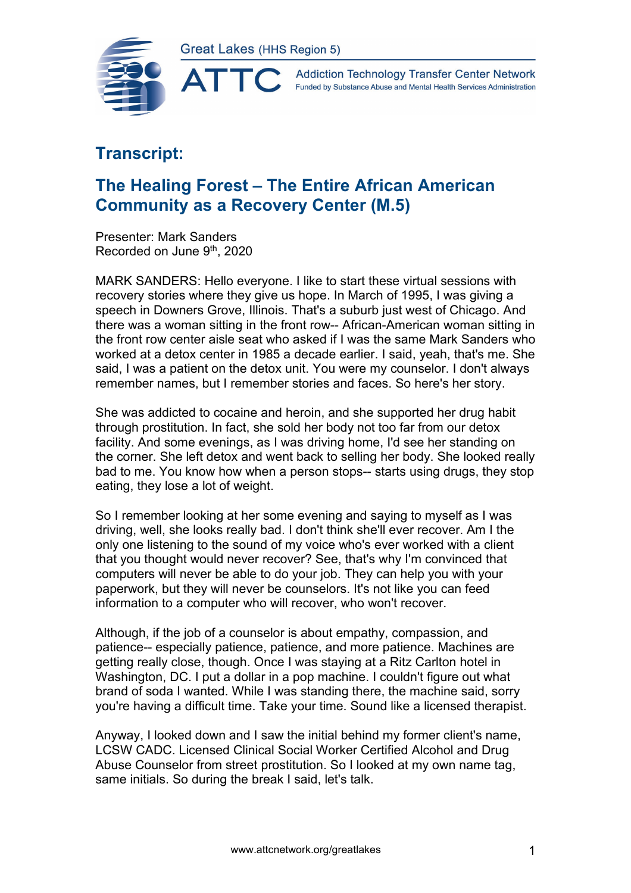Great Lakes (HHS Region 5)

ATTC Addiction Technology Transfer Center Network
Funded by Substance Abuse and Mental Health Services Administration

# Transcript:

## The Healing Forest – The Entire African American Community as a Recovery Center (M.5)

Presenter: Mark Sanders
Recorded on June 9th, 2020

MARK SANDERS: Hello everyone. I like to start these virtual sessions with recovery stories where they give us hope. In March of 1995, I was giving a speech in Downers Grove, Illinois. That's a suburb just west of Chicago. And there was a woman sitting in the front row-- African-American woman sitting in the front row center aisle seat who asked if I was the same Mark Sanders who worked at a detox center in 1985 a decade earlier. I said, yeah, that's me. She said, I was a patient on the detox unit. You were my counselor. I don't always remember names, but I remember stories and faces. So here's her story.

She was addicted to cocaine and heroin, and she supported her drug habit through prostitution. In fact, she sold her body not too far from our detox facility. And some evenings, as I was driving home, I'd see her standing on the corner. She left detox and went back to selling her body. She looked really bad to me. You know how when a person stops-- starts using drugs, they stop eating, they lose a lot of weight.

So I remember looking at her some evening and saying to myself as I was driving, well, she looks really bad. I don't think she'll ever recover. Am I the only one listening to the sound of my voice who's ever worked with a client that you thought would never recover? See, that's why I'm convinced that computers will never be able to do your job. They can help you with your paperwork, but they will never be counselors. It's not like you can feed information to a computer who will recover, who won't recover.

Although, if the job of a counselor is about empathy, compassion, and patience-- especially patience, patience, and more patience. Machines are getting really close, though. Once I was staying at a Ritz Carlton hotel in Washington, DC. I put a dollar in a pop machine. I couldn't figure out what brand of soda I wanted. While I was standing there, the machine said, sorry you're having a difficult time. Take your time. Sound like a licensed therapist.

Anyway, I looked down and I saw the initial behind my former client's name, LCSW CADC. Licensed Clinical Social Worker Certified Alcohol and Drug Abuse Counselor from street prostitution. So I looked at my own name tag, same initials. So during the break I said, let's talk.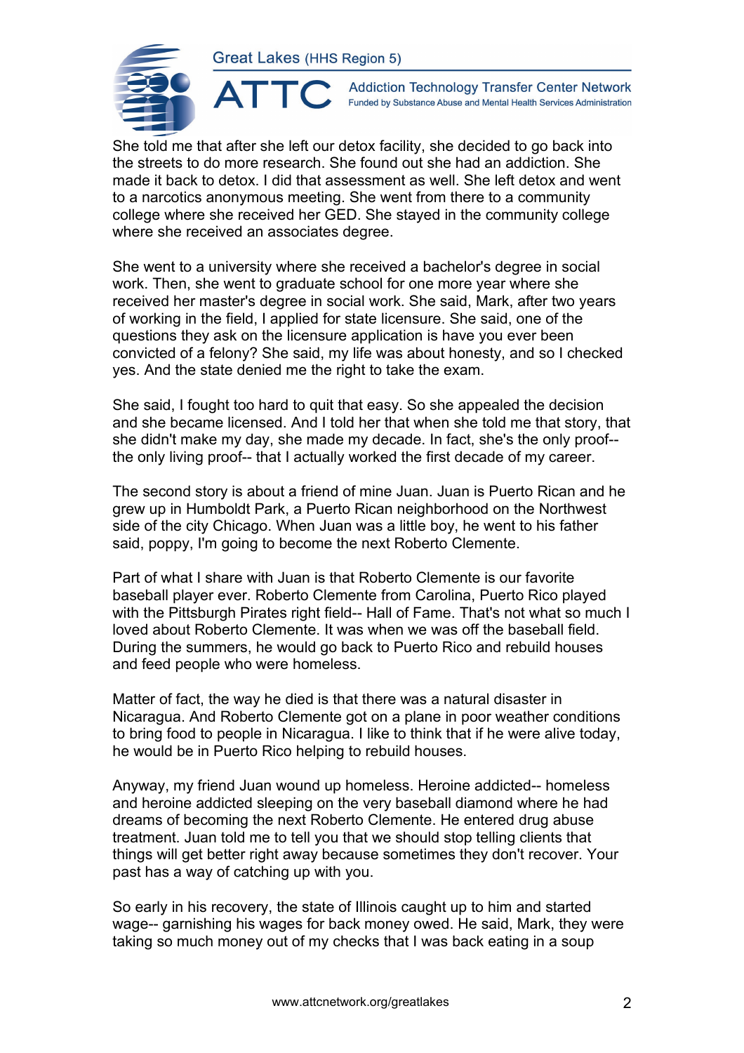She told me that after she left our detox facility, she decided to go back into the streets to do more research. She found out she had an addiction. She made it back to detox. I did that assessment as well. She left detox and went to a narcotics anonymous meeting. She went from there to a community college where she received her GED. She stayed in the community college where she received an associates degree.

She went to a university where she received a bachelor's degree in social work. Then, she went to graduate school for one more year where she received her master's degree in social work. She said, Mark, after two years of working in the field, I applied for state licensure. She said, one of the questions they ask on the licensure application is have you ever been convicted of a felony? She said, my life was about honesty, and so I checked yes. And the state denied me the right to take the exam.

She said, I fought too hard to quit that easy. So she appealed the decision and she became licensed. And I told her that when she told me that story, that she didn't make my day, she made my decade. In fact, she's the only proof-- the only living proof-- that I actually worked the first decade of my career.

The second story is about a friend of mine Juan. Juan is Puerto Rican and he grew up in Humboldt Park, a Puerto Rican neighborhood on the Northwest side of the city Chicago. When Juan was a little boy, he went to his father said, poppy, I'm going to become the next Roberto Clemente.

Part of what I share with Juan is that Roberto Clemente is our favorite baseball player ever. Roberto Clemente from Carolina, Puerto Rico played with the Pittsburgh Pirates right field-- Hall of Fame. That's not what so much I loved about Roberto Clemente. It was when we was off the baseball field. During the summers, he would go back to Puerto Rico and rebuild houses and feed people who were homeless.

Matter of fact, the way he died is that there was a natural disaster in Nicaragua. And Roberto Clemente got on a plane in poor weather conditions to bring food to people in Nicaragua. I like to think that if he were alive today, he would be in Puerto Rico helping to rebuild houses.

Anyway, my friend Juan wound up homeless. Heroine addicted-- homeless and heroine addicted sleeping on the very baseball diamond where he had dreams of becoming the next Roberto Clemente. He entered drug abuse treatment. Juan told me to tell you that we should stop telling clients that things will get better right away because sometimes they don't recover. Your past has a way of catching up with you.

So early in his recovery, the state of Illinois caught up to him and started wage-- garnishing his wages for back money owed. He said, Mark, they were taking so much money out of my checks that I was back eating in a soup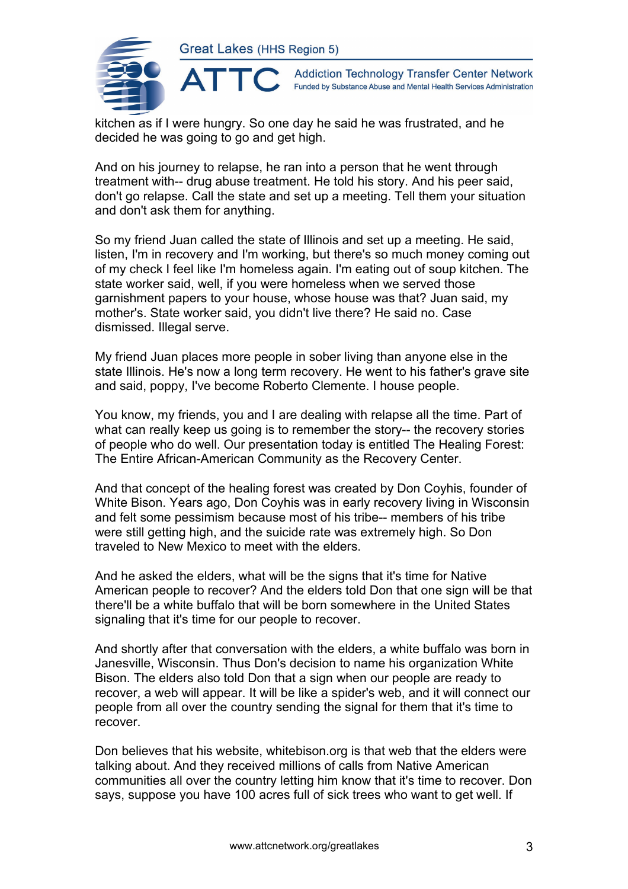kitchen as if I were hungry. So one day he said he was frustrated, and he decided he was going to go and get high.

And on his journey to relapse, he ran into a person that he went through treatment with-- drug abuse treatment. He told his story. And his peer said, don't go relapse. Call the state and set up a meeting. Tell them your situation and don't ask them for anything.

So my friend Juan called the state of Illinois and set up a meeting. He said, listen, I'm in recovery and I'm working, but there's so much money coming out of my check I feel like I'm homeless again. I'm eating out of soup kitchen. The state worker said, well, if you were homeless when we served those garnishment papers to your house, whose house was that? Juan said, my mother's. State worker said, you didn't live there? He said no. Case dismissed. Illegal serve.

My friend Juan places more people in sober living than anyone else in the state Illinois. He's now a long term recovery. He went to his father's grave site and said, poppy, I've become Roberto Clemente. I house people.

You know, my friends, you and I are dealing with relapse all the time. Part of what can really keep us going is to remember the story-- the recovery stories of people who do well. Our presentation today is entitled The Healing Forest: The Entire African-American Community as the Recovery Center.

And that concept of the healing forest was created by Don Coyhis, founder of White Bison. Years ago, Don Coyhis was in early recovery living in Wisconsin and felt some pessimism because most of his tribe-- members of his tribe were still getting high, and the suicide rate was extremely high. So Don traveled to New Mexico to meet with the elders.

And he asked the elders, what will be the signs that it's time for Native American people to recover? And the elders told Don that one sign will be that there'll be a white buffalo that will be born somewhere in the United States signaling that it's time for our people to recover.

And shortly after that conversation with the elders, a white buffalo was born in Janesville, Wisconsin. Thus Don's decision to name his organization White Bison. The elders also told Don that a sign when our people are ready to recover, a web will appear. It will be like a spider's web, and it will connect our people from all over the country sending the signal for them that it's time to recover.

Don believes that his website, whitebison.org is that web that the elders were talking about. And they received millions of calls from Native American communities all over the country letting him know that it's time to recover. Don says, suppose you have 100 acres full of sick trees who want to get well. If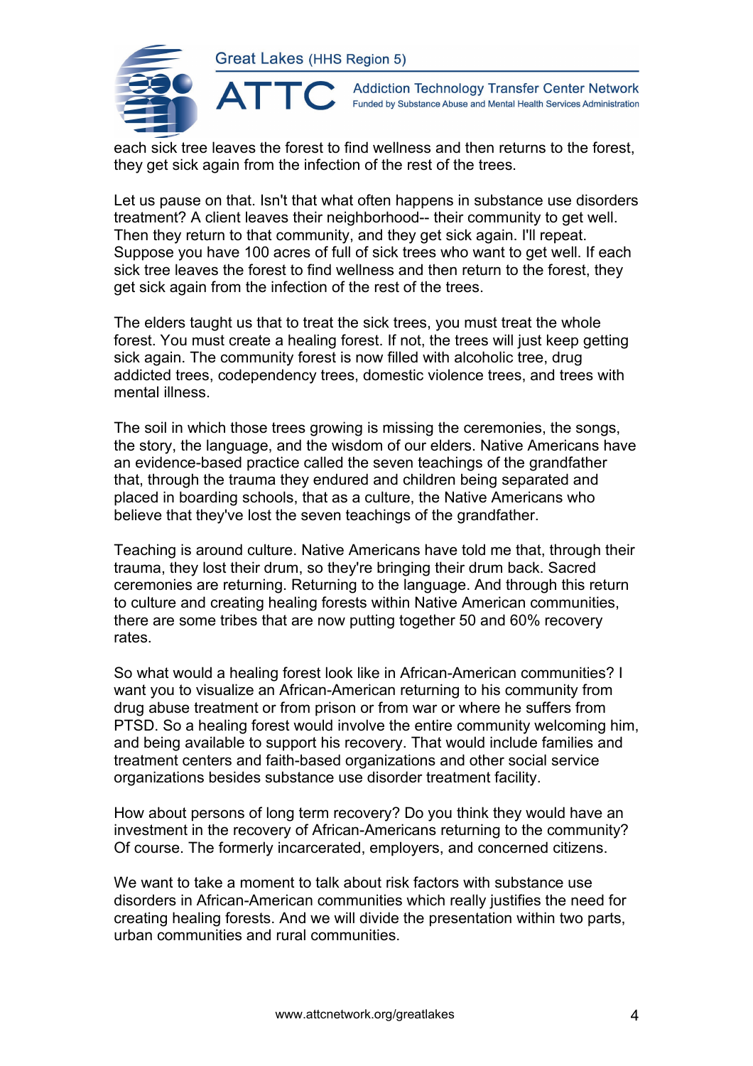each sick tree leaves the forest to find wellness and then returns to the forest, they get sick again from the infection of the rest of the trees.

Let us pause on that. Isn't that what often happens in substance use disorders treatment? A client leaves their neighborhood-- their community to get well. Then they return to that community, and they get sick again. I'll repeat. Suppose you have 100 acres of full of sick trees who want to get well. If each sick tree leaves the forest to find wellness and then return to the forest, they get sick again from the infection of the rest of the trees.

The elders taught us that to treat the sick trees, you must treat the whole forest. You must create a healing forest. If not, the trees will just keep getting sick again. The community forest is now filled with alcoholic tree, drug addicted trees, codependency trees, domestic violence trees, and trees with mental illness.

The soil in which those trees growing is missing the ceremonies, the songs, the story, the language, and the wisdom of our elders. Native Americans have an evidence-based practice called the seven teachings of the grandfather that, through the trauma they endured and children being separated and placed in boarding schools, that as a culture, the Native Americans who believe that they've lost the seven teachings of the grandfather.

Teaching is around culture. Native Americans have told me that, through their trauma, they lost their drum, so they're bringing their drum back. Sacred ceremonies are returning. Returning to the language. And through this return to culture and creating healing forests within Native American communities, there are some tribes that are now putting together 50 and 60% recovery rates.

So what would a healing forest look like in African-American communities? I want you to visualize an African-American returning to his community from drug abuse treatment or from prison or from war or where he suffers from PTSD. So a healing forest would involve the entire community welcoming him, and being available to support his recovery. That would include families and treatment centers and faith-based organizations and other social service organizations besides substance use disorder treatment facility.

How about persons of long term recovery? Do you think they would have an investment in the recovery of African-Americans returning to the community? Of course. The formerly incarcerated, employers, and concerned citizens.

We want to take a moment to talk about risk factors with substance use disorders in African-American communities which really justifies the need for creating healing forests. And we will divide the presentation within two parts, urban communities and rural communities.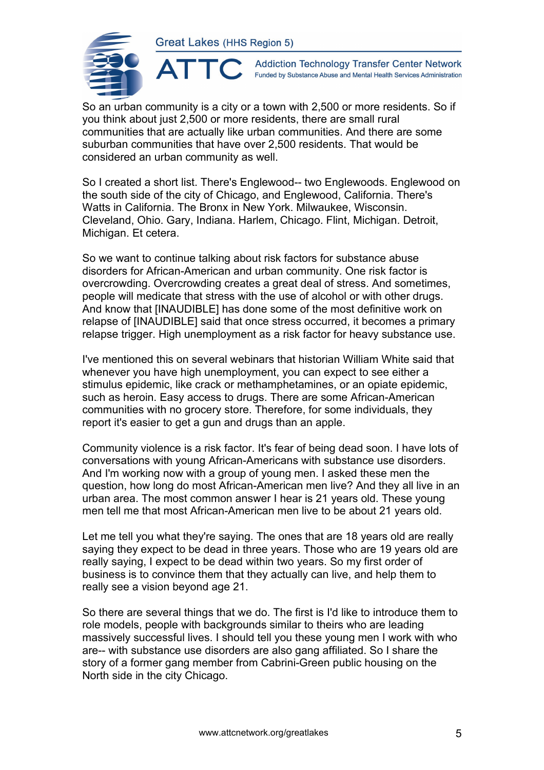So an urban community is a city or a town with 2,500 or more residents. So if you think about just 2,500 or more residents, there are small rural communities that are actually like urban communities. And there are some suburban communities that have over 2,500 residents. That would be considered an urban community as well.

So I created a short list. There's Englewood-- two Englewoods. Englewood on the south side of the city of Chicago, and Englewood, California. There's Watts in California. The Bronx in New York. Milwaukee, Wisconsin. Cleveland, Ohio. Gary, Indiana. Harlem, Chicago. Flint, Michigan. Detroit, Michigan. Et cetera.

So we want to continue talking about risk factors for substance abuse disorders for African-American and urban community. One risk factor is overcrowding. Overcrowding creates a great deal of stress. And sometimes, people will medicate that stress with the use of alcohol or with other drugs. And know that [INAUDIBLE] has done some of the most definitive work on relapse of [INAUDIBLE] said that once stress occurred, it becomes a primary relapse trigger. High unemployment as a risk factor for heavy substance use.

I've mentioned this on several webinars that historian William White said that whenever you have high unemployment, you can expect to see either a stimulus epidemic, like crack or methamphetamines, or an opiate epidemic, such as heroin. Easy access to drugs. There are some African-American communities with no grocery store. Therefore, for some individuals, they report it's easier to get a gun and drugs than an apple.

Community violence is a risk factor. It's fear of being dead soon. I have lots of conversations with young African-Americans with substance use disorders. And I'm working now with a group of young men. I asked these men the question, how long do most African-American men live? And they all live in an urban area. The most common answer I hear is 21 years old. These young men tell me that most African-American men live to be about 21 years old.

Let me tell you what they're saying. The ones that are 18 years old are really saying they expect to be dead in three years. Those who are 19 years old are really saying, I expect to be dead within two years. So my first order of business is to convince them that they actually can live, and help them to really see a vision beyond age 21.

So there are several things that we do. The first is I'd like to introduce them to role models, people with backgrounds similar to theirs who are leading massively successful lives. I should tell you these young men I work with who are-- with substance use disorders are also gang affiliated. So I share the story of a former gang member from Cabrini-Green public housing on the North side in the city Chicago.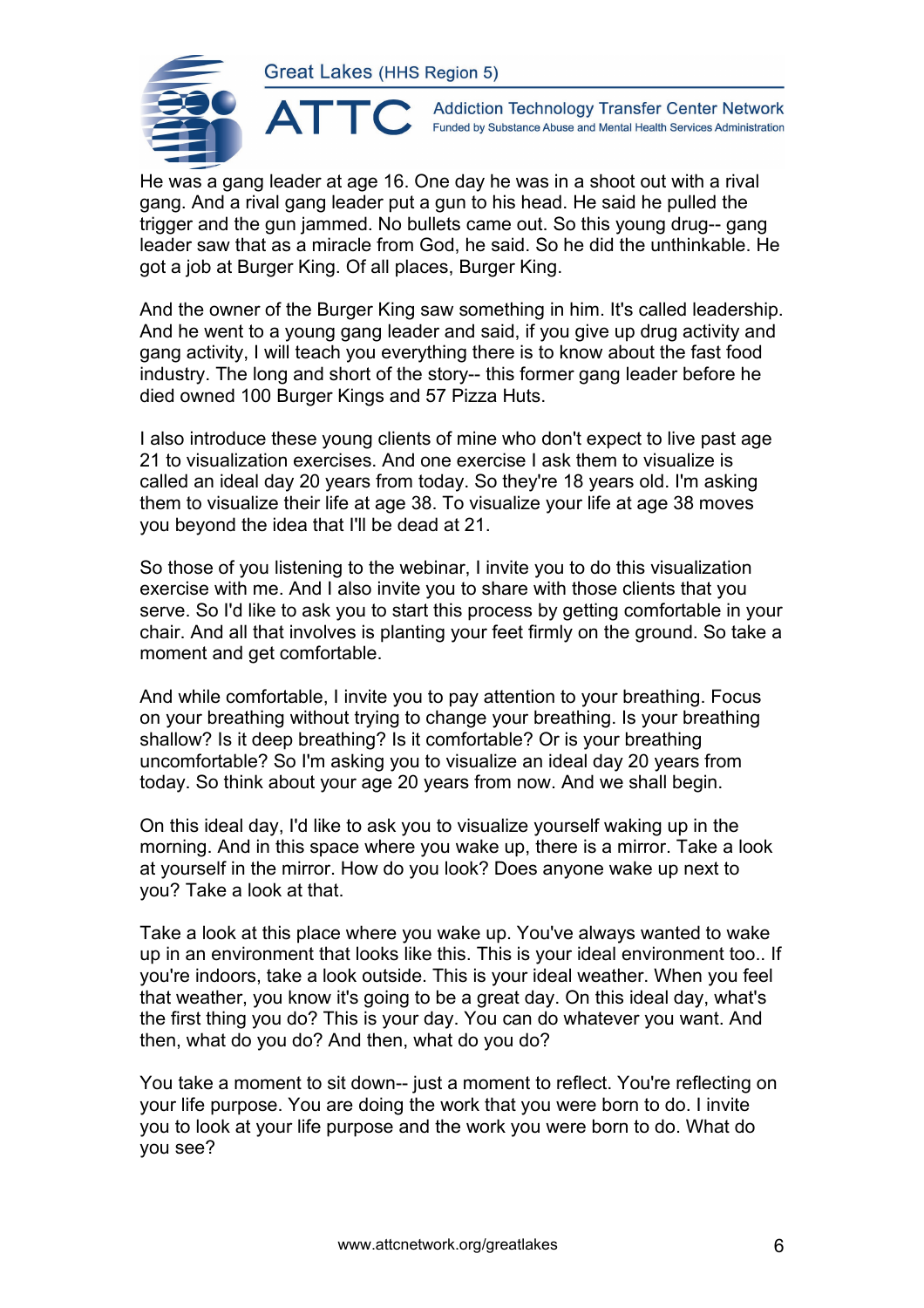He was a gang leader at age 16. One day he was in a shoot out with a rival gang. And a rival gang leader put a gun to his head. He said he pulled the trigger and the gun jammed. No bullets came out. So this young drug-- gang leader saw that as a miracle from God, he said. So he did the unthinkable. He got a job at Burger King. Of all places, Burger King.

And the owner of the Burger King saw something in him. It's called leadership. And he went to a young gang leader and said, if you give up drug activity and gang activity, I will teach you everything there is to know about the fast food industry. The long and short of the story-- this former gang leader before he died owned 100 Burger Kings and 57 Pizza Huts.

I also introduce these young clients of mine who don't expect to live past age 21 to visualization exercises. And one exercise I ask them to visualize is called an ideal day 20 years from today. So they're 18 years old. I'm asking them to visualize their life at age 38. To visualize your life at age 38 moves you beyond the idea that I'll be dead at 21.

So those of you listening to the webinar, I invite you to do this visualization exercise with me. And I also invite you to share with those clients that you serve. So I'd like to ask you to start this process by getting comfortable in your chair. And all that involves is planting your feet firmly on the ground. So take a moment and get comfortable.

And while comfortable, I invite you to pay attention to your breathing. Focus on your breathing without trying to change your breathing. Is your breathing shallow? Is it deep breathing? Is it comfortable? Or is your breathing uncomfortable? So I'm asking you to visualize an ideal day 20 years from today. So think about your age 20 years from now. And we shall begin.

On this ideal day, I'd like to ask you to visualize yourself waking up in the morning. And in this space where you wake up, there is a mirror. Take a look at yourself in the mirror. How do you look? Does anyone wake up next to you? Take a look at that.

Take a look at this place where you wake up. You've always wanted to wake up in an environment that looks like this. This is your ideal environment too.. If you're indoors, take a look outside. This is your ideal weather. When you feel that weather, you know it's going to be a great day. On this ideal day, what's the first thing you do? This is your day. You can do whatever you want. And then, what do you do? And then, what do you do?

You take a moment to sit down-- just a moment to reflect. You're reflecting on your life purpose. You are doing the work that you were born to do. I invite you to look at your life purpose and the work you were born to do. What do you see?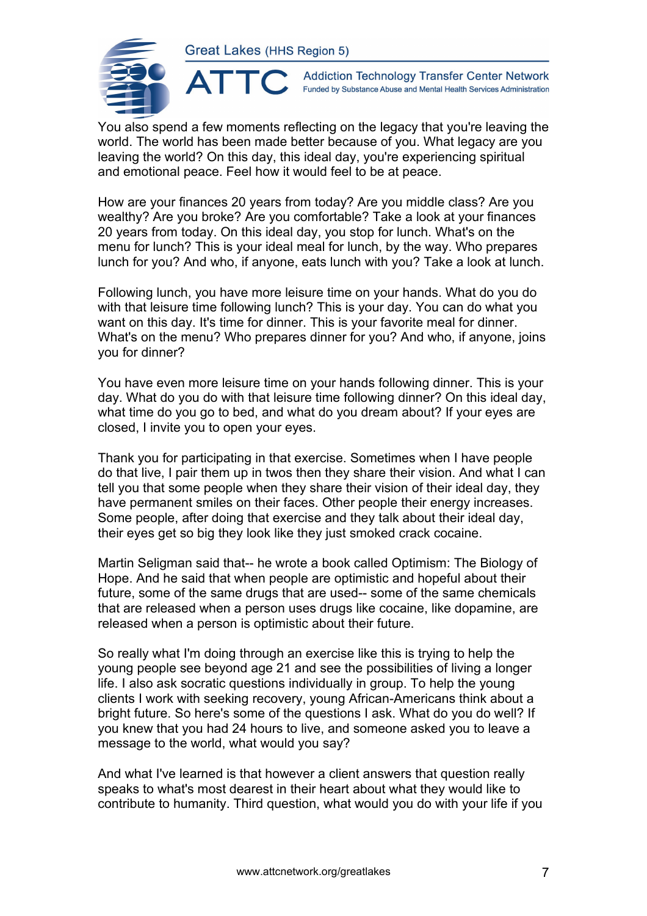You also spend a few moments reflecting on the legacy that you're leaving the world. The world has been made better because of you. What legacy are you leaving the world? On this day, this ideal day, you're experiencing spiritual and emotional peace. Feel how it would feel to be at peace.

How are your finances 20 years from today? Are you middle class? Are you wealthy? Are you broke? Are you comfortable? Take a look at your finances 20 years from today. On this ideal day, you stop for lunch. What's on the menu for lunch? This is your ideal meal for lunch, by the way. Who prepares lunch for you? And who, if anyone, eats lunch with you? Take a look at lunch.

Following lunch, you have more leisure time on your hands. What do you do with that leisure time following lunch? This is your day. You can do what you want on this day. It's time for dinner. This is your favorite meal for dinner. What's on the menu? Who prepares dinner for you? And who, if anyone, joins you for dinner?

You have even more leisure time on your hands following dinner. This is your day. What do you do with that leisure time following dinner? On this ideal day, what time do you go to bed, and what do you dream about? If your eyes are closed, I invite you to open your eyes.

Thank you for participating in that exercise. Sometimes when I have people do that live, I pair them up in twos then they share their vision. And what I can tell you that some people when they share their vision of their ideal day, they have permanent smiles on their faces. Other people their energy increases. Some people, after doing that exercise and they talk about their ideal day, their eyes get so big they look like they just smoked crack cocaine.

Martin Seligman said that-- he wrote a book called Optimism: The Biology of Hope. And he said that when people are optimistic and hopeful about their future, some of the same drugs that are used-- some of the same chemicals that are released when a person uses drugs like cocaine, like dopamine, are released when a person is optimistic about their future.

So really what I'm doing through an exercise like this is trying to help the young people see beyond age 21 and see the possibilities of living a longer life. I also ask socratic questions individually in group. To help the young clients I work with seeking recovery, young African-Americans think about a bright future. So here's some of the questions I ask. What do you do well? If you knew that you had 24 hours to live, and someone asked you to leave a message to the world, what would you say?

And what I've learned is that however a client answers that question really speaks to what's most dearest in their heart about what they would like to contribute to humanity. Third question, what would you do with your life if you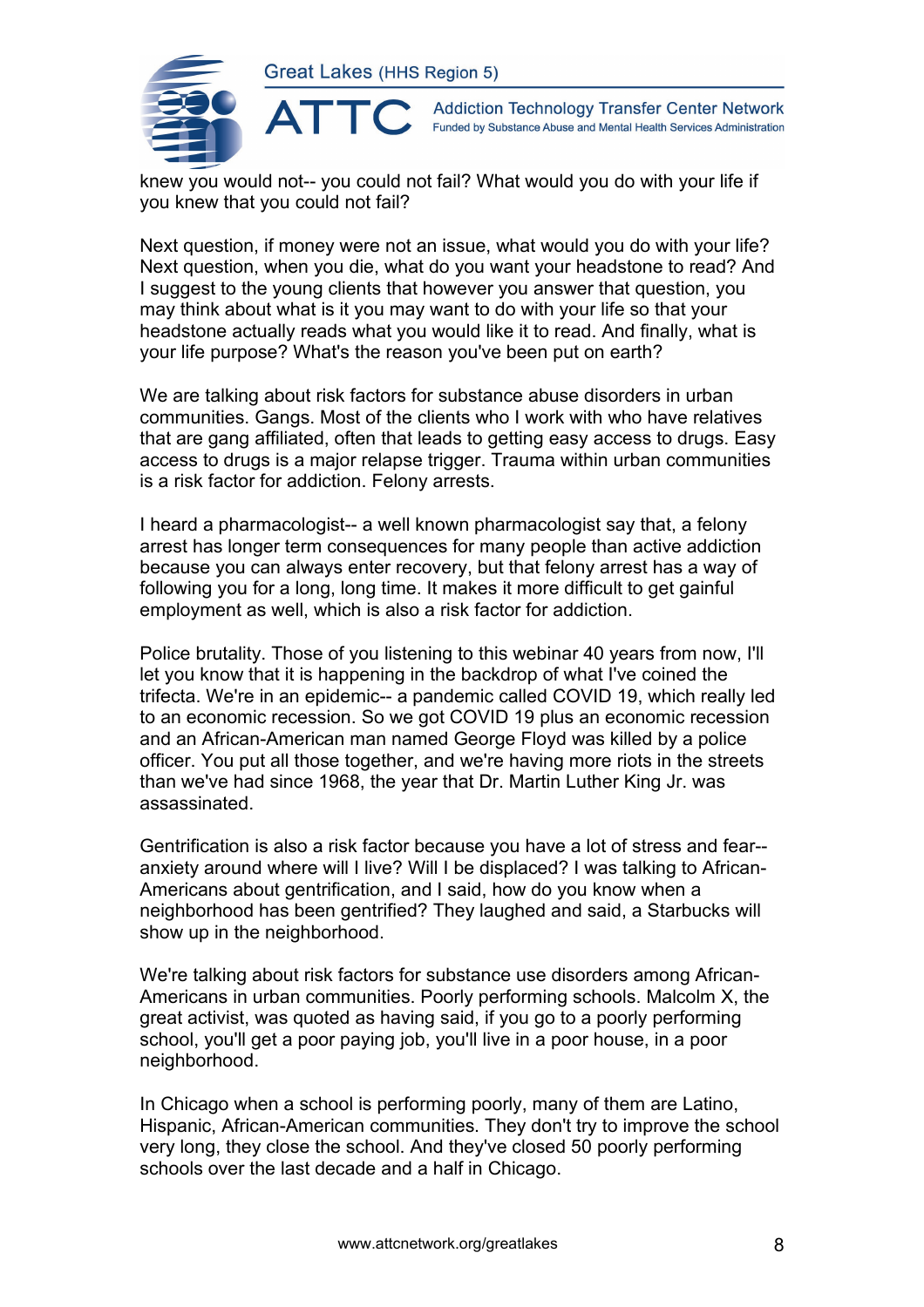knew you would not-- you could not fail? What would you do with your life if you knew that you could not fail?

Next question, if money were not an issue, what would you do with your life? Next question, when you die, what do you want your headstone to read? And I suggest to the young clients that however you answer that question, you may think about what is it you may want to do with your life so that your headstone actually reads what you would like it to read. And finally, what is your life purpose? What's the reason you've been put on earth?

We are talking about risk factors for substance abuse disorders in urban communities. Gangs. Most of the clients who I work with who have relatives that are gang affiliated, often that leads to getting easy access to drugs. Easy access to drugs is a major relapse trigger. Trauma within urban communities is a risk factor for addiction. Felony arrests.

I heard a pharmacologist-- a well known pharmacologist say that, a felony arrest has longer term consequences for many people than active addiction because you can always enter recovery, but that felony arrest has a way of following you for a long, long time. It makes it more difficult to get gainful employment as well, which is also a risk factor for addiction.

Police brutality. Those of you listening to this webinar 40 years from now, I'll let you know that it is happening in the backdrop of what I've coined the trifecta. We're in an epidemic-- a pandemic called COVID 19, which really led to an economic recession. So we got COVID 19 plus an economic recession and an African-American man named George Floyd was killed by a police officer. You put all those together, and we're having more riots in the streets than we've had since 1968, the year that Dr. Martin Luther King Jr. was assassinated.

Gentrification is also a risk factor because you have a lot of stress and fear-- anxiety around where will I live? Will I be displaced? I was talking to African-Americans about gentrification, and I said, how do you know when a neighborhood has been gentrified? They laughed and said, a Starbucks will show up in the neighborhood.

We're talking about risk factors for substance use disorders among African-Americans in urban communities. Poorly performing schools. Malcolm X, the great activist, was quoted as having said, if you go to a poorly performing school, you'll get a poor paying job, you'll live in a poor house, in a poor neighborhood.

In Chicago when a school is performing poorly, many of them are Latino, Hispanic, African-American communities. They don't try to improve the school very long, they close the school. And they've closed 50 poorly performing schools over the last decade and a half in Chicago.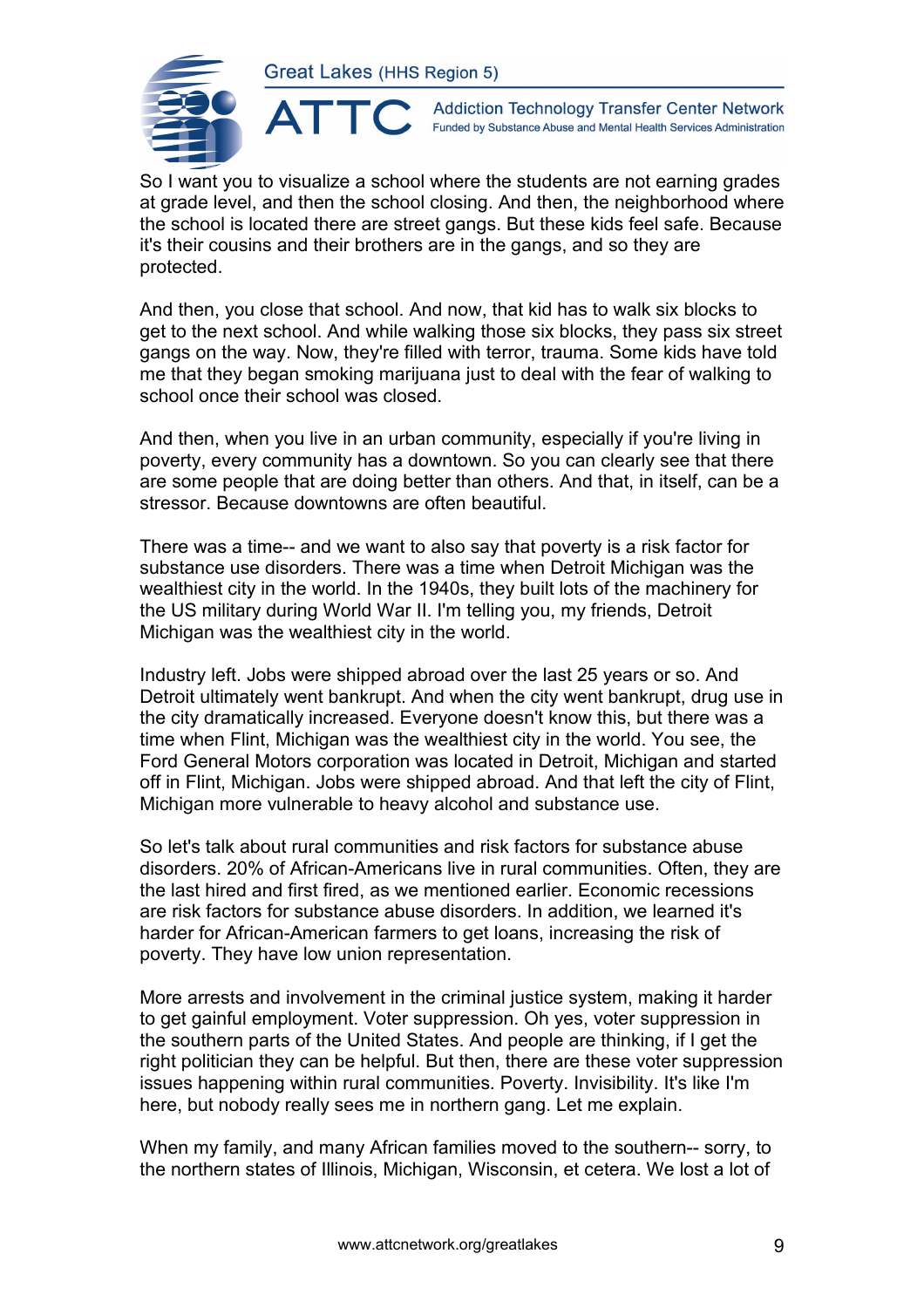So I want you to visualize a school where the students are not earning grades at grade level, and then the school closing. And then, the neighborhood where the school is located there are street gangs. But these kids feel safe. Because it's their cousins and their brothers are in the gangs, and so they are protected.

And then, you close that school. And now, that kid has to walk six blocks to get to the next school. And while walking those six blocks, they pass six street gangs on the way. Now, they're filled with terror, trauma. Some kids have told me that they began smoking marijuana just to deal with the fear of walking to school once their school was closed.

And then, when you live in an urban community, especially if you're living in poverty, every community has a downtown. So you can clearly see that there are some people that are doing better than others. And that, in itself, can be a stressor. Because downtowns are often beautiful.

There was a time-- and we want to also say that poverty is a risk factor for substance use disorders. There was a time when Detroit Michigan was the wealthiest city in the world. In the 1940s, they built lots of the machinery for the US military during World War II. I'm telling you, my friends, Detroit Michigan was the wealthiest city in the world.

Industry left. Jobs were shipped abroad over the last 25 years or so. And Detroit ultimately went bankrupt. And when the city went bankrupt, drug use in the city dramatically increased. Everyone doesn't know this, but there was a time when Flint, Michigan was the wealthiest city in the world. You see, the Ford General Motors corporation was located in Detroit, Michigan and started off in Flint, Michigan. Jobs were shipped abroad. And that left the city of Flint, Michigan more vulnerable to heavy alcohol and substance use.

So let's talk about rural communities and risk factors for substance abuse disorders. 20% of African-Americans live in rural communities. Often, they are the last hired and first fired, as we mentioned earlier. Economic recessions are risk factors for substance abuse disorders. In addition, we learned it's harder for African-American farmers to get loans, increasing the risk of poverty. They have low union representation.

More arrests and involvement in the criminal justice system, making it harder to get gainful employment. Voter suppression. Oh yes, voter suppression in the southern parts of the United States. And people are thinking, if I get the right politician they can be helpful. But then, there are these voter suppression issues happening within rural communities. Poverty. Invisibility. It's like I'm here, but nobody really sees me in northern gang. Let me explain.

When my family, and many African families moved to the southern-- sorry, to the northern states of Illinois, Michigan, Wisconsin, et cetera. We lost a lot of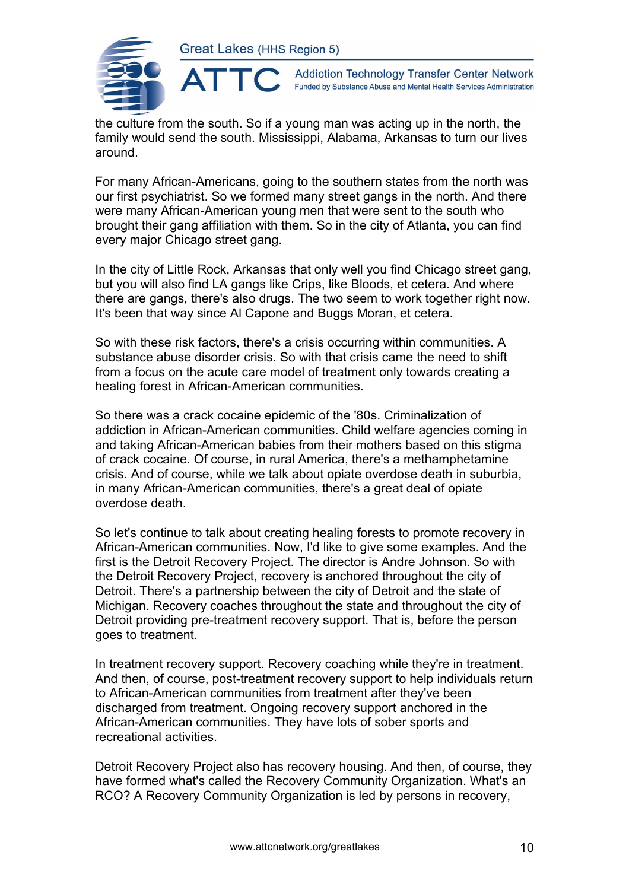the culture from the south. So if a young man was acting up in the north, the family would send the south. Mississippi, Alabama, Arkansas to turn our lives around.

For many African-Americans, going to the southern states from the north was our first psychiatrist. So we formed many street gangs in the north. And there were many African-American young men that were sent to the south who brought their gang affiliation with them. So in the city of Atlanta, you can find every major Chicago street gang.

In the city of Little Rock, Arkansas that only well you find Chicago street gang, but you will also find LA gangs like Crips, like Bloods, et cetera. And where there are gangs, there's also drugs. The two seem to work together right now. It's been that way since Al Capone and Buggs Moran, et cetera.

So with these risk factors, there's a crisis occurring within communities. A substance abuse disorder crisis. So with that crisis came the need to shift from a focus on the acute care model of treatment only towards creating a healing forest in African-American communities.

So there was a crack cocaine epidemic of the '80s. Criminalization of addiction in African-American communities. Child welfare agencies coming in and taking African-American babies from their mothers based on this stigma of crack cocaine. Of course, in rural America, there's a methamphetamine crisis. And of course, while we talk about opiate overdose death in suburbia, in many African-American communities, there's a great deal of opiate overdose death.

So let's continue to talk about creating healing forests to promote recovery in African-American communities. Now, I'd like to give some examples. And the first is the Detroit Recovery Project. The director is Andre Johnson. So with the Detroit Recovery Project, recovery is anchored throughout the city of Detroit. There's a partnership between the city of Detroit and the state of Michigan. Recovery coaches throughout the state and throughout the city of Detroit providing pre-treatment recovery support. That is, before the person goes to treatment.

In treatment recovery support. Recovery coaching while they're in treatment. And then, of course, post-treatment recovery support to help individuals return to African-American communities from treatment after they've been discharged from treatment. Ongoing recovery support anchored in the African-American communities. They have lots of sober sports and recreational activities.

Detroit Recovery Project also has recovery housing. And then, of course, they have formed what's called the Recovery Community Organization. What's an RCO? A Recovery Community Organization is led by persons in recovery,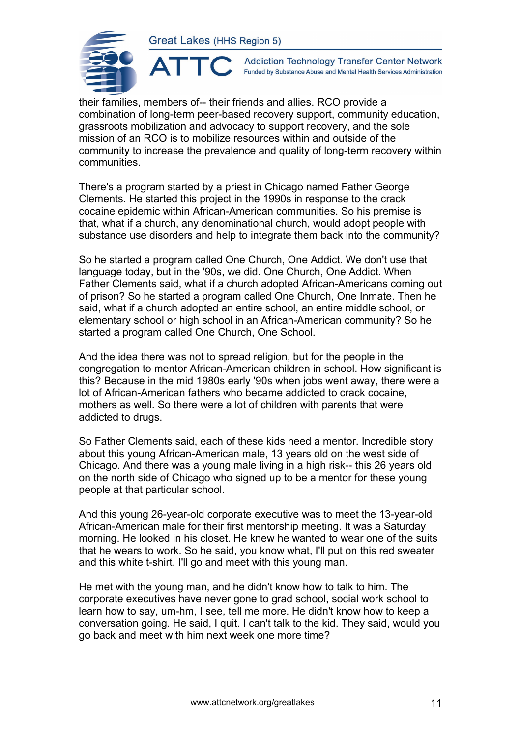their families, members of-- their friends and allies. RCO provide a combination of long-term peer-based recovery support, community education, grassroots mobilization and advocacy to support recovery, and the sole mission of an RCO is to mobilize resources within and outside of the community to increase the prevalence and quality of long-term recovery within communities.

There's a program started by a priest in Chicago named Father George Clements. He started this project in the 1990s in response to the crack cocaine epidemic within African-American communities. So his premise is that, what if a church, any denominational church, would adopt people with substance use disorders and help to integrate them back into the community?

So he started a program called One Church, One Addict. We don't use that language today, but in the '90s, we did. One Church, One Addict. When Father Clements said, what if a church adopted African-Americans coming out of prison? So he started a program called One Church, One Inmate. Then he said, what if a church adopted an entire school, an entire middle school, or elementary school or high school in an African-American community? So he started a program called One Church, One School.

And the idea there was not to spread religion, but for the people in the congregation to mentor African-American children in school. How significant is this? Because in the mid 1980s early '90s when jobs went away, there were a lot of African-American fathers who became addicted to crack cocaine, mothers as well. So there were a lot of children with parents that were addicted to drugs.

So Father Clements said, each of these kids need a mentor. Incredible story about this young African-American male, 13 years old on the west side of Chicago. And there was a young male living in a high risk-- this 26 years old on the north side of Chicago who signed up to be a mentor for these young people at that particular school.

And this young 26-year-old corporate executive was to meet the 13-year-old African-American male for their first mentorship meeting. It was a Saturday morning. He looked in his closet. He knew he wanted to wear one of the suits that he wears to work. So he said, you know what, I'll put on this red sweater and this white t-shirt. I'll go and meet with this young man.

He met with the young man, and he didn't know how to talk to him. The corporate executives have never gone to grad school, social work school to learn how to say, um-hm, I see, tell me more. He didn't know how to keep a conversation going. He said, I quit. I can't talk to the kid. They said, would you go back and meet with him next week one more time?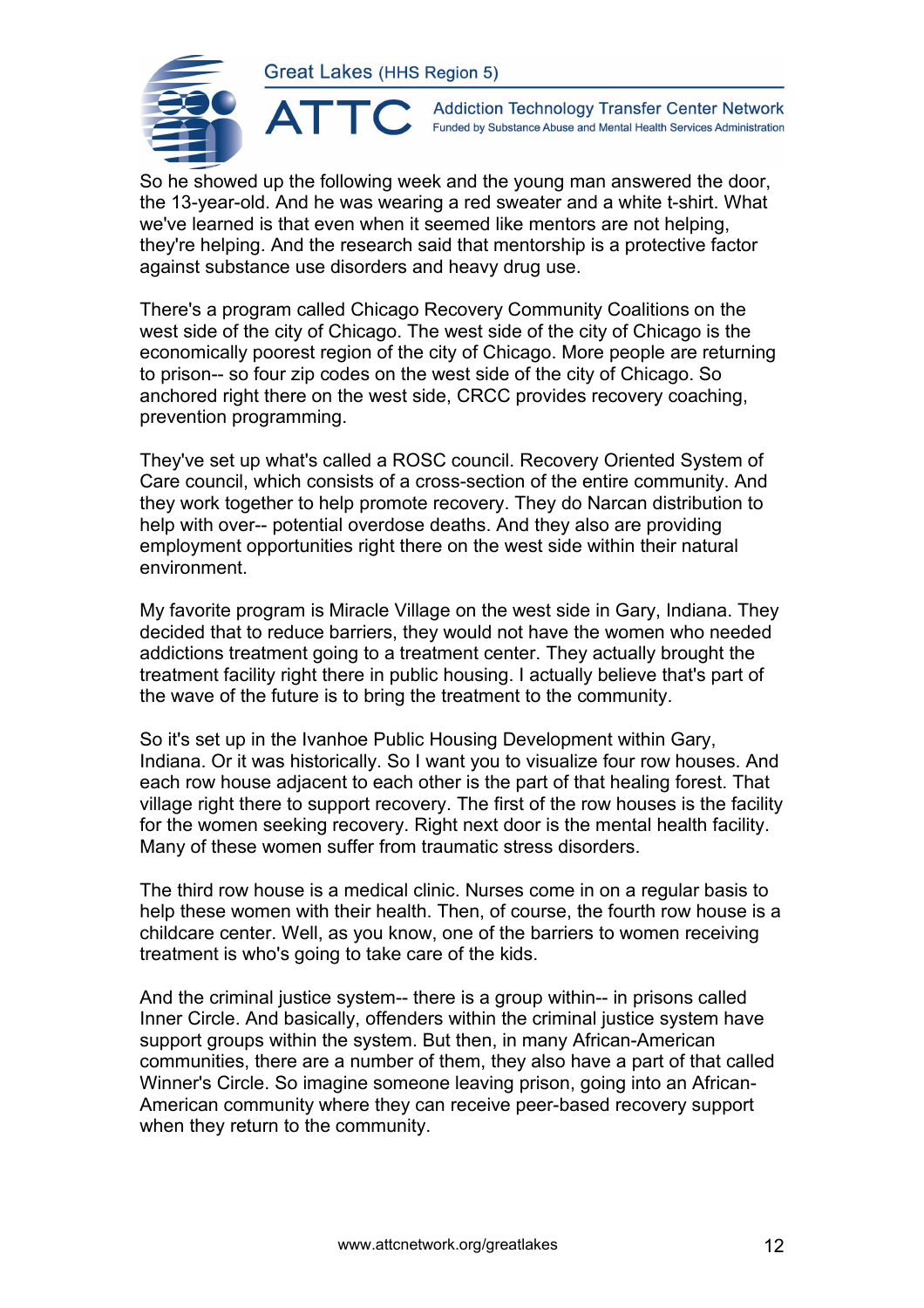So he showed up the following week and the young man answered the door, the 13-year-old. And he was wearing a red sweater and a white t-shirt. What we've learned is that even when it seemed like mentors are not helping, they're helping. And the research said that mentorship is a protective factor against substance use disorders and heavy drug use.

There's a program called Chicago Recovery Community Coalitions on the west side of the city of Chicago. The west side of the city of Chicago is the economically poorest region of the city of Chicago. More people are returning to prison-- so four zip codes on the west side of the city of Chicago. So anchored right there on the west side, CRCC provides recovery coaching, prevention programming.

They've set up what's called a ROSC council. Recovery Oriented System of Care council, which consists of a cross-section of the entire community. And they work together to help promote recovery. They do Narcan distribution to help with over-- potential overdose deaths. And they also are providing employment opportunities right there on the west side within their natural environment.

My favorite program is Miracle Village on the west side in Gary, Indiana. They decided that to reduce barriers, they would not have the women who needed addictions treatment going to a treatment center. They actually brought the treatment facility right there in public housing. I actually believe that's part of the wave of the future is to bring the treatment to the community.

So it's set up in the Ivanhoe Public Housing Development within Gary, Indiana. Or it was historically. So I want you to visualize four row houses. And each row house adjacent to each other is the part of that healing forest. That village right there to support recovery. The first of the row houses is the facility for the women seeking recovery. Right next door is the mental health facility. Many of these women suffer from traumatic stress disorders.

The third row house is a medical clinic. Nurses come in on a regular basis to help these women with their health. Then, of course, the fourth row house is a childcare center. Well, as you know, one of the barriers to women receiving treatment is who's going to take care of the kids.

And the criminal justice system-- there is a group within-- in prisons called Inner Circle. And basically, offenders within the criminal justice system have support groups within the system. But then, in many African-American communities, there are a number of them, they also have a part of that called Winner's Circle. So imagine someone leaving prison, going into an African-American community where they can receive peer-based recovery support when they return to the community.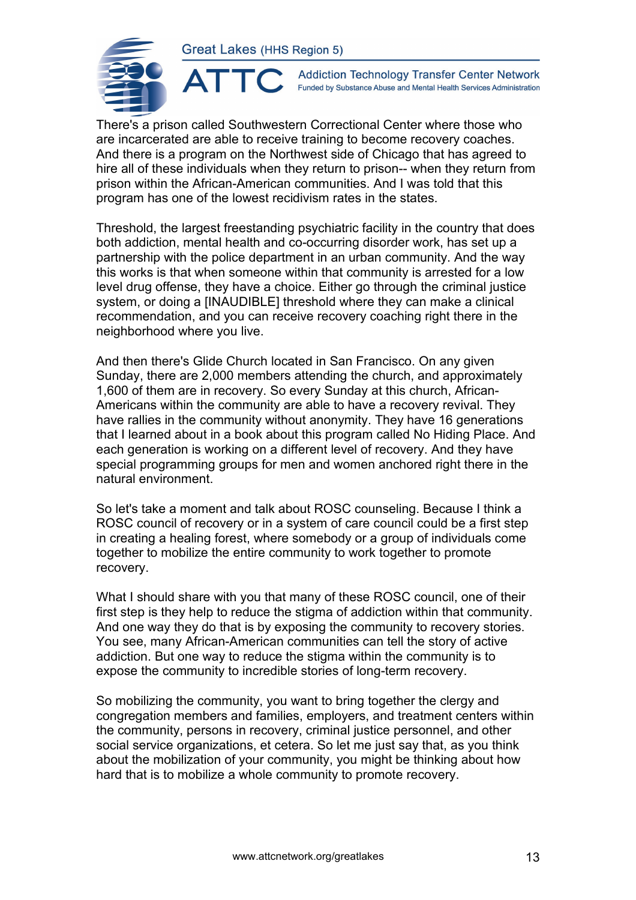There's a prison called Southwestern Correctional Center where those who are incarcerated are able to receive training to become recovery coaches. And there is a program on the Northwest side of Chicago that has agreed to hire all of these individuals when they return to prison-- when they return from prison within the African-American communities. And I was told that this program has one of the lowest recidivism rates in the states.

Threshold, the largest freestanding psychiatric facility in the country that does both addiction, mental health and co-occurring disorder work, has set up a partnership with the police department in an urban community. And the way this works is that when someone within that community is arrested for a low level drug offense, they have a choice. Either go through the criminal justice system, or doing a [INAUDIBLE] threshold where they can make a clinical recommendation, and you can receive recovery coaching right there in the neighborhood where you live.

And then there's Glide Church located in San Francisco. On any given Sunday, there are 2,000 members attending the church, and approximately 1,600 of them are in recovery. So every Sunday at this church, African-Americans within the community are able to have a recovery revival. They have rallies in the community without anonymity. They have 16 generations that I learned about in a book about this program called No Hiding Place. And each generation is working on a different level of recovery. And they have special programming groups for men and women anchored right there in the natural environment.

So let's take a moment and talk about ROSC counseling. Because I think a ROSC council of recovery or in a system of care council could be a first step in creating a healing forest, where somebody or a group of individuals come together to mobilize the entire community to work together to promote recovery.

What I should share with you that many of these ROSC council, one of their first step is they help to reduce the stigma of addiction within that community. And one way they do that is by exposing the community to recovery stories. You see, many African-American communities can tell the story of active addiction. But one way to reduce the stigma within the community is to expose the community to incredible stories of long-term recovery.

So mobilizing the community, you want to bring together the clergy and congregation members and families, employers, and treatment centers within the community, persons in recovery, criminal justice personnel, and other social service organizations, et cetera. So let me just say that, as you think about the mobilization of your community, you might be thinking about how hard that is to mobilize a whole community to promote recovery.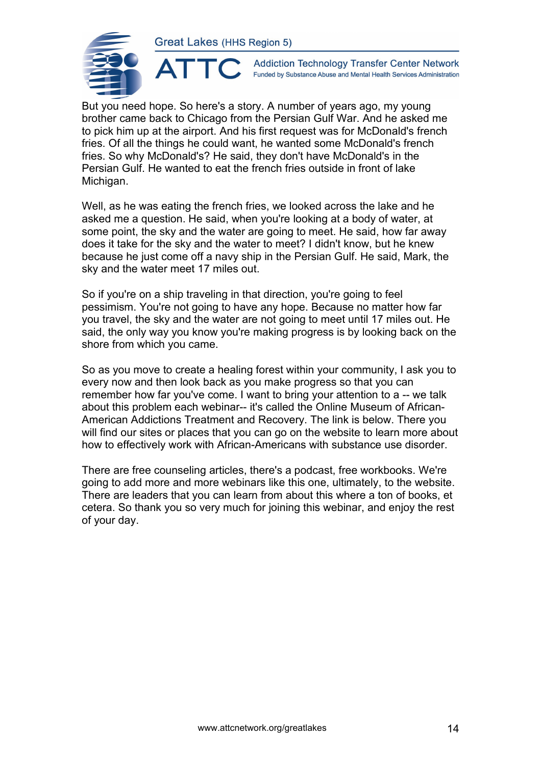But you need hope. So here's a story. A number of years ago, my young brother came back to Chicago from the Persian Gulf War. And he asked me to pick him up at the airport. And his first request was for McDonald's french fries. Of all the things he could want, he wanted some McDonald's french fries. So why McDonald's? He said, they don't have McDonald's in the Persian Gulf. He wanted to eat the french fries outside in front of lake Michigan.

Well, as he was eating the french fries, we looked across the lake and he asked me a question. He said, when you're looking at a body of water, at some point, the sky and the water are going to meet. He said, how far away does it take for the sky and the water to meet? I didn't know, but he knew because he just come off a navy ship in the Persian Gulf. He said, Mark, the sky and the water meet 17 miles out.

So if you're on a ship traveling in that direction, you're going to feel pessimism. You're not going to have any hope. Because no matter how far you travel, the sky and the water are not going to meet until 17 miles out. He said, the only way you know you're making progress is by looking back on the shore from which you came.

So as you move to create a healing forest within your community, I ask you to every now and then look back as you make progress so that you can remember how far you've come. I want to bring your attention to a -- we talk about this problem each webinar-- it's called the Online Museum of African-American Addictions Treatment and Recovery. The link is below. There you will find our sites or places that you can go on the website to learn more about how to effectively work with African-Americans with substance use disorder.

There are free counseling articles, there's a podcast, free workbooks. We're going to add more and more webinars like this one, ultimately, to the website. There are leaders that you can learn from about this where a ton of books, et cetera. So thank you so very much for joining this webinar, and enjoy the rest of your day.